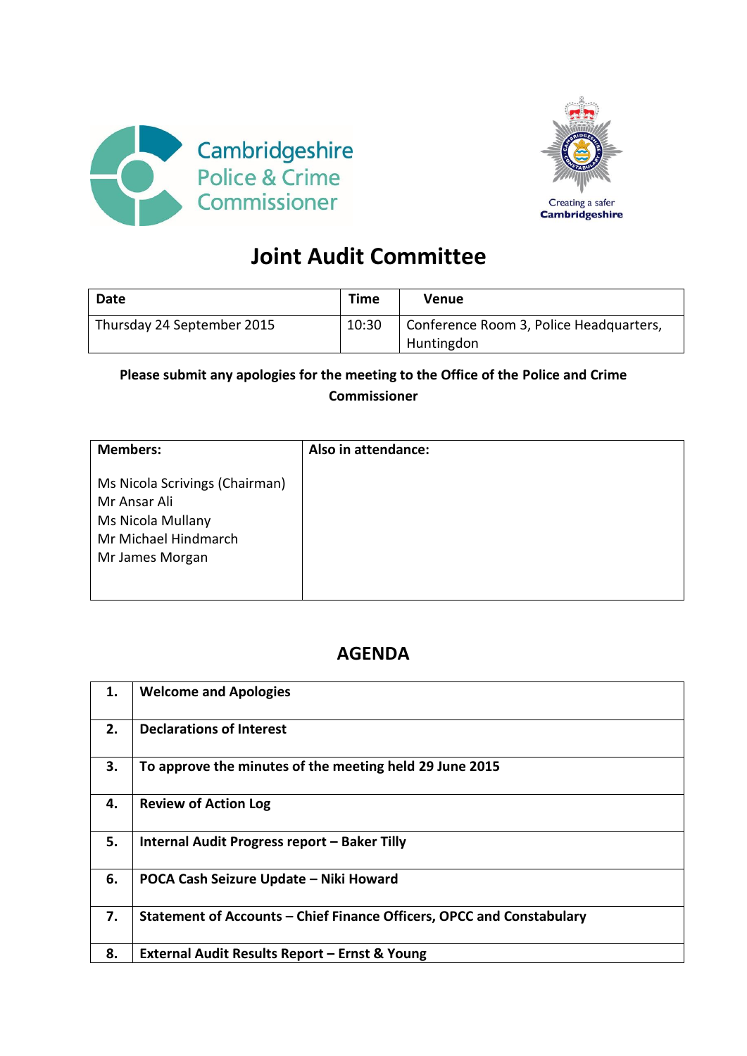Cambridgeshire Police & Crime Commissioner

Creating a safer Cambridgeshire

# Joint Audit Committee

| Date | Time | Venue |
|---|---|---|
| Thursday 24 September 2015 | 10:30 | Conference Room 3, Police Headquarters, Huntingdon |

**Please submit any apologies for the meeting to the Office of the Police and Crime Commissioner**

| Members: | Also in attendance: |
|---|---|
| Ms Nicola Scrivings (Chairman)<br>Mr Ansar Ali<br>Ms Nicola Mullany<br>Mr Michael Hindmarch<br>Mr James Morgan | |

## AGENDA

| | |
|---|---|
| **1.** | **Welcome and Apologies** |
| **2.** | **Declarations of Interest** |
| **3.** | **To approve the minutes of the meeting held 29 June 2015** |
| **4.** | **Review of Action Log** |
| **5.** | **Internal Audit Progress report – Baker Tilly** |
| **6.** | **POCA Cash Seizure Update – Niki Howard** |
| **7.** | **Statement of Accounts – Chief Finance Officers, OPCC and Constabulary** |
| **8.** | **External Audit Results Report – Ernst & Young** |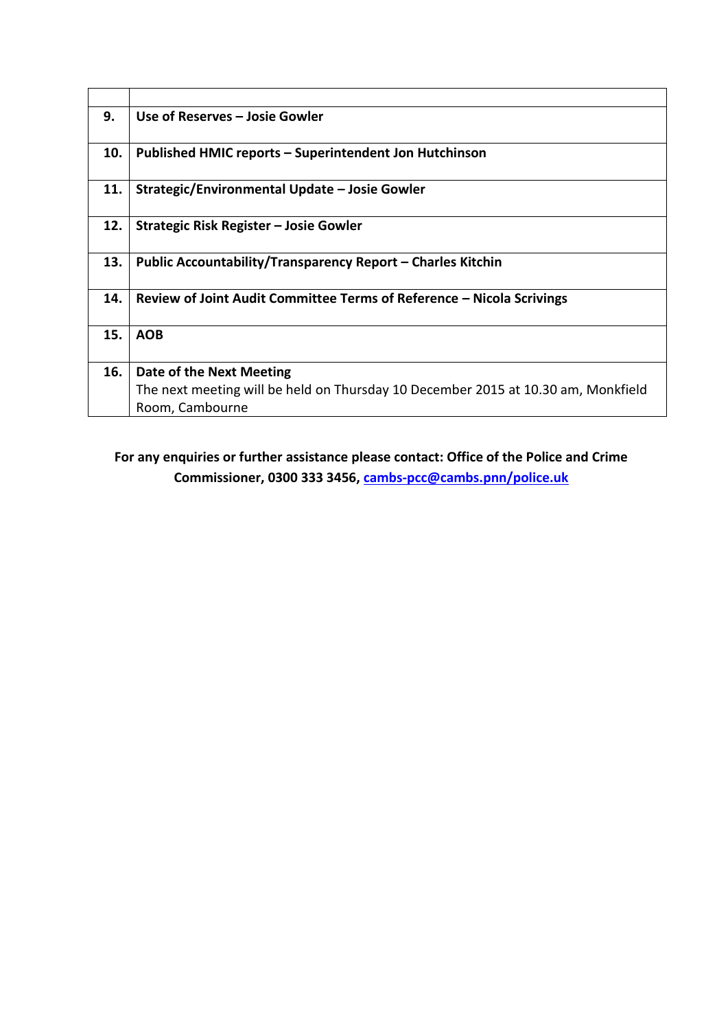| | |
|---|---|
| **9.** | **Use of Reserves – Josie Gowler** |
| **10.** | **Published HMIC reports – Superintendent Jon Hutchinson** |
| **11.** | **Strategic/Environmental Update – Josie Gowler** |
| **12.** | **Strategic Risk Register – Josie Gowler** |
| **13.** | **Public Accountability/Transparency Report – Charles Kitchin** |
| **14.** | **Review of Joint Audit Committee Terms of Reference – Nicola Scrivings** |
| **15.** | **AOB** |
| **16.** | **Date of the Next Meeting**<br>The next meeting will be held on Thursday 10 December 2015 at 10.30 am, Monkfield Room, Cambourne |

**For any enquiries or further assistance please contact: Office of the Police and Crime Commissioner, 0300 333 3456, cambs-pcc@cambs.pnn/police.uk**